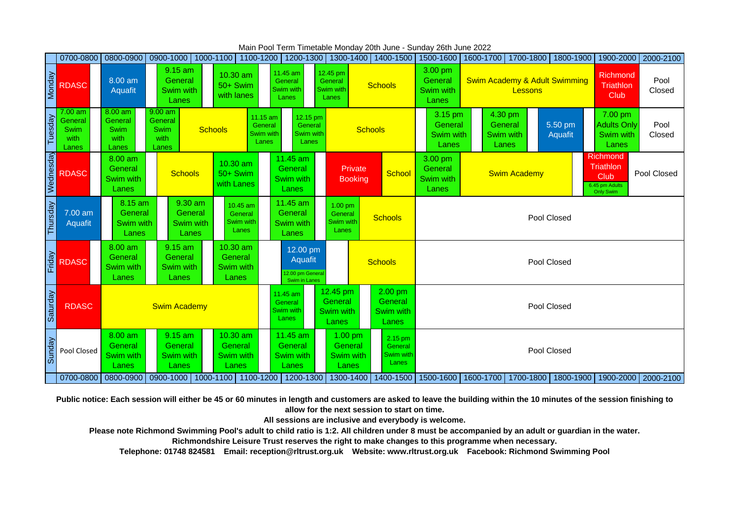Main Pool Term Timetable Monday 20th June - Sunday 26th June 2022

| | 0700-0800 | 0800-0900 | 0900-1000 | 1000-1100 | 1100-1200 | 1200-1300 | 1300-1400 | 1400-1500 | 1500-1600 | 1600-1700 | 1700-1800 | 1800-1900 | 1900-2000 | 2000-2100 |
|---|---|---|---|---|---|---|---|---|---|---|---|---|---|---|
| Monday | RDASC | 8.00 am Aquafit | 9.15 am General Swim with Lanes | 10.30 am 50+ Swim with lanes | 11.45 am General Swim with Lanes | 12.45 pm General Swim with Lanes | Schools | | 3.00 pm General Swim with Lanes | Swim Academy & Adult Swimming Lessons | | | Richmond Triathlon Club | Pool Closed |
| Tuesday | 7.00 am General Swim with Lanes | 8.00 am General Swim with Lanes | 9.00 am General Swim with Lanes | Schools | 11.15 am General Swim with Lanes | 12.15 pm General Swim with Lanes | Schools | | 3.15 pm General Swim with Lanes | 4.30 pm General Swim with Lanes | 5.50 pm Aquafit | | 7.00 pm Adults Only Swim with Lanes | Pool Closed |
| Wednesday | RDASC | 8.00 am General Swim with Lanes | Schools | 10.30 am 50+ Swim with Lanes | 11.45 am General Swim with Lanes | | Private Booking | School | 3.00 pm General Swim with Lanes | Swim Academy | | | Richmond Triathlon Club 6.45 pm Adults Only Swim | Pool Closed |
| Thursday | 7.00 am Aquafit | 8.15 am General Swim with Lanes | 9.30 am General Swim with Lanes | 10.45 am General Swim with Lanes | 11.45 am General Swim with Lanes | | 1.00 pm General Swim with Lanes | Schools | Pool Closed | | | | | |
| Friday | RDASC | 8.00 am General Swim with Lanes | 9.15 am General Swim with Lanes | 10.30 am General Swim with Lanes | | 12.00 pm Aquafit / 12.00 pm General Swim in Lanes | Schools | | Pool Closed | | | | | |
| Saturday | RDASC | Swim Academy | | | 11.45 am General Swim with Lanes | 12.45 pm General Swim with Lanes | | 2.00 pm General Swim with Lanes | Pool Closed | | | | | |
| Sunday | Pool Closed | 8.00 am General Swim with Lanes | 9.15 am General Swim with Lanes | 10.30 am General Swim with Lanes | 11.45 am General Swim with Lanes | | 1.00 pm General Swim with Lanes | 2.15 pm General Swim with Lanes | Pool Closed | | | | | |

**Public notice: Each session will either be 45 or 60 minutes in length and customers are asked to leave the building within the 10 minutes of the session finishing to allow for the next session to start on time.**

**All sessions are inclusive and everybody is welcome.**

**Please note Richmond Swimming Pool's adult to child ratio is 1:2. All children under 8 must be accompanied by an adult or guardian in the water.**

**Richmondshire Leisure Trust reserves the right to make changes to this programme when necessary.**

**Telephone: 01748 824581 Email: reception@rltrust.org.uk Website: www.rltrust.org.uk Facebook: Richmond Swimming Pool**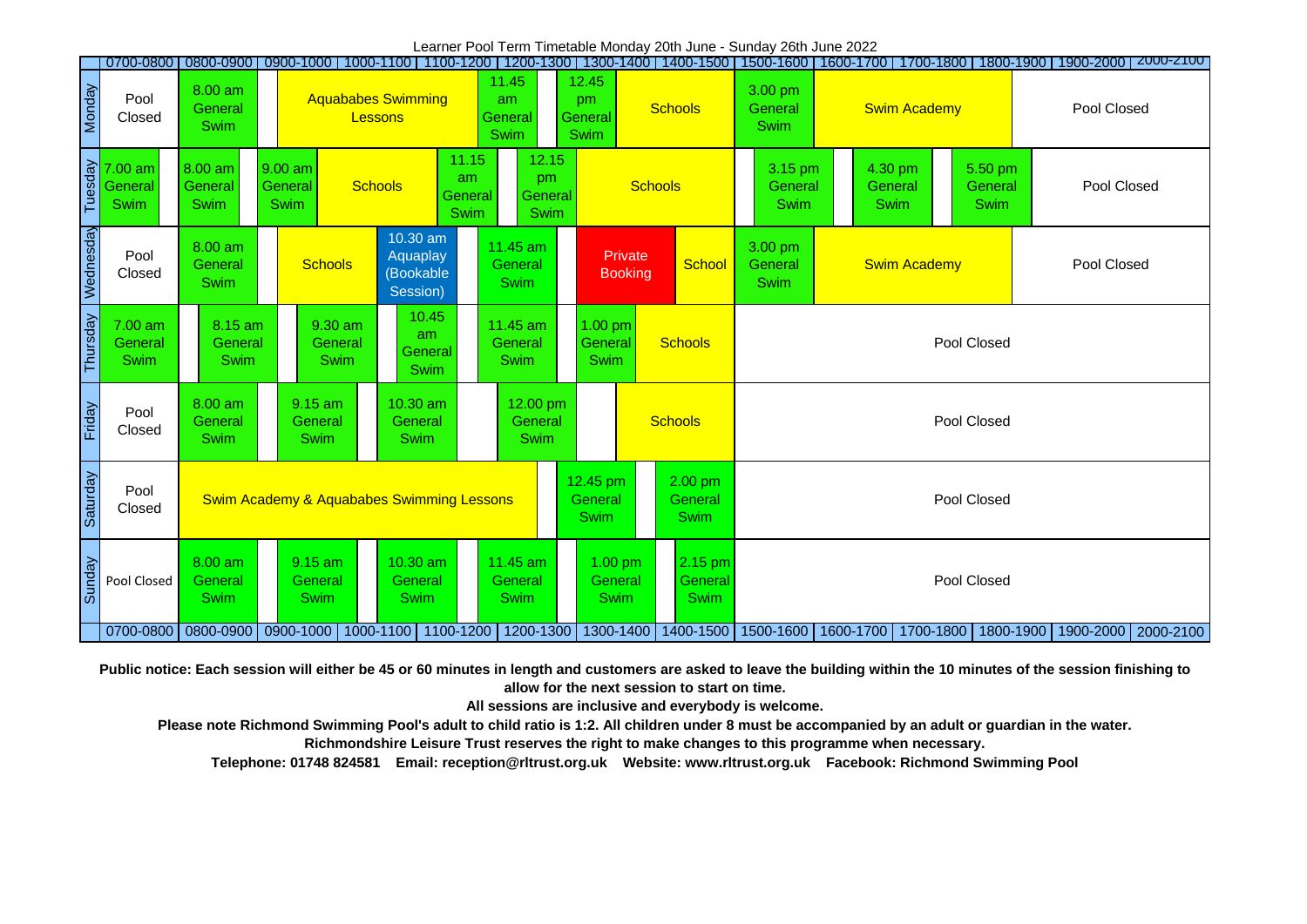Learner Pool Term Timetable Monday 20th June - Sunday 26th June 2022

| | 0700-0800 | 0800-0900 | 0900-1000 | 1000-1100 | 1100-1200 | 1200-1300 | 1300-1400 | 1400-1500 | 1500-1600 | 1600-1700 | 1700-1800 | 1800-1900 | 1900-2000 | 2000-2100 |
|---|---|---|---|---|---|---|---|---|---|---|---|---|---|---|
| Monday | Pool Closed | 8.00 am General Swim | Aquababes Swimming Lessons | | 11.45 am General Swim | 12.45 pm General Swim | Schools | | 3.00 pm General Swim | Swim Academy | | | Pool Closed | |
| Tuesday | 7.00 am General Swim | 8.00 am General Swim | 9.00 am General Swim | Schools | 11.15 am General Swim | 12.15 pm General Swim | Schools | | 3.15 pm General Swim | 4.30 pm General Swim | 5.50 pm General Swim | | Pool Closed | |
| Wednesday | Pool Closed | 8.00 am General Swim | Schools | 10.30 am Aquaplay (Bookable Session) | 11.45 am General Swim | | Private Booking | School | 3.00 pm General Swim | Swim Academy | | | Pool Closed | |
| Thursday | 7.00 am General Swim | 8.15 am General Swim | 9.30 am General Swim | 10.45 am General Swim | 11.45 am General Swim | | 1.00 pm General Swim | Schools | Pool Closed | | | | | |
| Friday | Pool Closed | 8.00 am General Swim | 9.15 am General Swim | 10.30 am General Swim | | 12.00 pm General Swim | | Schools | Pool Closed | | | | | |
| Saturday | Pool Closed | Swim Academy & Aquababes Swimming Lessons | | | | | 12.45 pm General Swim | 2.00 pm General Swim | Pool Closed | | | | | |
| Sunday | Pool Closed | 8.00 am General Swim | 9.15 am General Swim | 10.30 am General Swim | 11.45 am General Swim | | 1.00 pm General Swim | 2.15 pm General Swim | Pool Closed | | | | | |
| | 0700-0800 | 0800-0900 | 0900-1000 | 1000-1100 | 1100-1200 | 1200-1300 | 1300-1400 | 1400-1500 | 1500-1600 | 1600-1700 | 1700-1800 | 1800-1900 | 1900-2000 | 2000-2100 |

**Public notice: Each session will either be 45 or 60 minutes in length and customers are asked to leave the building within the 10 minutes of the session finishing to allow for the next session to start on time.**

**All sessions are inclusive and everybody is welcome.**

**Please note Richmond Swimming Pool's adult to child ratio is 1:2. All children under 8 must be accompanied by an adult or guardian in the water.**

**Richmondshire Leisure Trust reserves the right to make changes to this programme when necessary.**

**Telephone: 01748 824581 Email: reception@rltrust.org.uk Website: www.rltrust.org.uk Facebook: Richmond Swimming Pool**